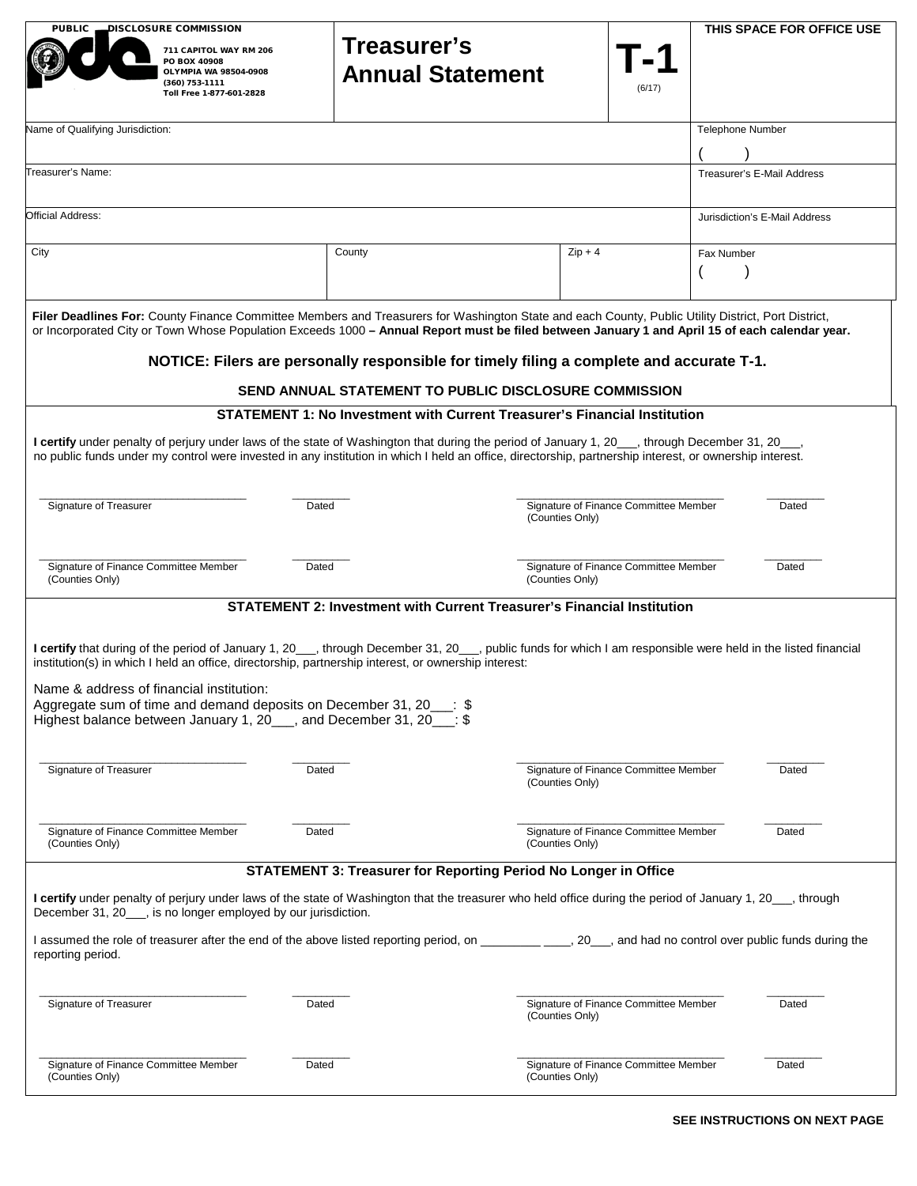PUBLIC DISCLOSURE COMMISSION
711 CAPITOL WAY RM 206
PO BOX 40908
OLYMPIA WA 98504-0908
(360) 753-1111
Toll Free 1-877-601-2828

# Treasurer's Annual Statement

**T-1** (6/17)

THIS SPACE FOR OFFICE USE

| Name of Qualifying Jurisdiction: | | | Telephone Number ( ) |
|---|---|---|---|
| Treasurer's Name: | | | Treasurer's E-Mail Address |
| Official Address: | | | Jurisdiction's E-Mail Address |
| City | County | Zip + 4 | Fax Number ( ) |

**Filer Deadlines For:** County Finance Committee Members and Treasurers for Washington State and each County, Public Utility District, Port District, or Incorporated City or Town Whose Population Exceeds 1000 **– Annual Report must be filed between January 1 and April 15 of each calendar year.**

**NOTICE: Filers are personally responsible for timely filing a complete and accurate T-1.**

**SEND ANNUAL STATEMENT TO PUBLIC DISCLOSURE COMMISSION**

## STATEMENT 1: No Investment with Current Treasurer's Financial Institution

**I certify** under penalty of perjury under laws of the state of Washington that during the period of January 1, 20___, through December 31, 20___, no public funds under my control were invested in any institution in which I held an office, directorship, partnership interest, or ownership interest.

_______________ Signature of Treasurer _______ Dated
_______________ Signature of Finance Committee Member (Counties Only) _______ Dated
_______________ Signature of Finance Committee Member (Counties Only) _______ Dated
_______________ Signature of Finance Committee Member (Counties Only) _______ Dated

## STATEMENT 2: Investment with Current Treasurer's Financial Institution

**I certify** that during of the period of January 1, 20___, through December 31, 20___, public funds for which I am responsible were held in the listed financial institution(s) in which I held an office, directorship, partnership interest, or ownership interest:

Name & address of financial institution:
Aggregate sum of time and demand deposits on December 31, 20___: $
Highest balance between January 1, 20___, and December 31, 20___: $

_______________ Signature of Treasurer _______ Dated
_______________ Signature of Finance Committee Member (Counties Only) _______ Dated
_______________ Signature of Finance Committee Member (Counties Only) _______ Dated
_______________ Signature of Finance Committee Member (Counties Only) _______ Dated

## STATEMENT 3: Treasurer for Reporting Period No Longer in Office

**I certify** under penalty of perjury under laws of the state of Washington that the treasurer who held office during the period of January 1, 20___, through December 31, 20___, is no longer employed by our jurisdiction.

I assumed the role of treasurer after the end of the above listed reporting period, on _________ ____, 20___, and had no control over public funds during the reporting period.

_______________ Signature of Treasurer _______ Dated
_______________ Signature of Finance Committee Member (Counties Only) _______ Dated
_______________ Signature of Finance Committee Member (Counties Only) _______ Dated
_______________ Signature of Finance Committee Member (Counties Only) _______ Dated

**SEE INSTRUCTIONS ON NEXT PAGE**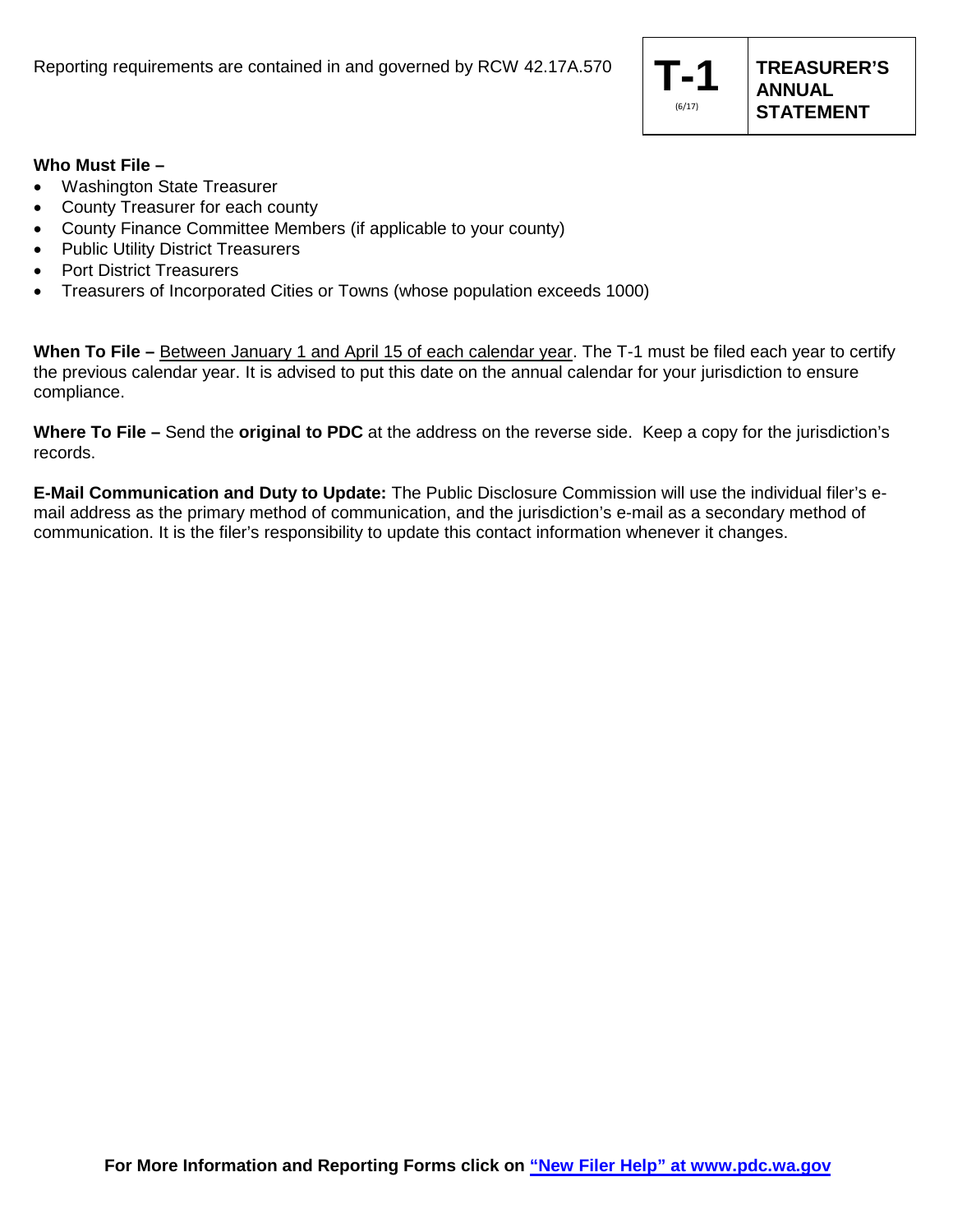Reporting requirements are contained in and governed by RCW 42.17A.570

# T-1 (6/17) TREASURER'S ANNUAL STATEMENT

**Who Must File –**

- Washington State Treasurer
- County Treasurer for each county
- County Finance Committee Members (if applicable to your county)
- Public Utility District Treasurers
- Port District Treasurers
- Treasurers of Incorporated Cities or Towns (whose population exceeds 1000)

**When To File –** Between January 1 and April 15 of each calendar year. The T-1 must be filed each year to certify the previous calendar year. It is advised to put this date on the annual calendar for your jurisdiction to ensure compliance.

**Where To File –** Send the **original to PDC** at the address on the reverse side. Keep a copy for the jurisdiction's records.

**E-Mail Communication and Duty to Update:** The Public Disclosure Commission will use the individual filer's e-mail address as the primary method of communication, and the jurisdiction's e-mail as a secondary method of communication. It is the filer's responsibility to update this contact information whenever it changes.

**For More Information and Reporting Forms click on "New Filer Help" at www.pdc.wa.gov**